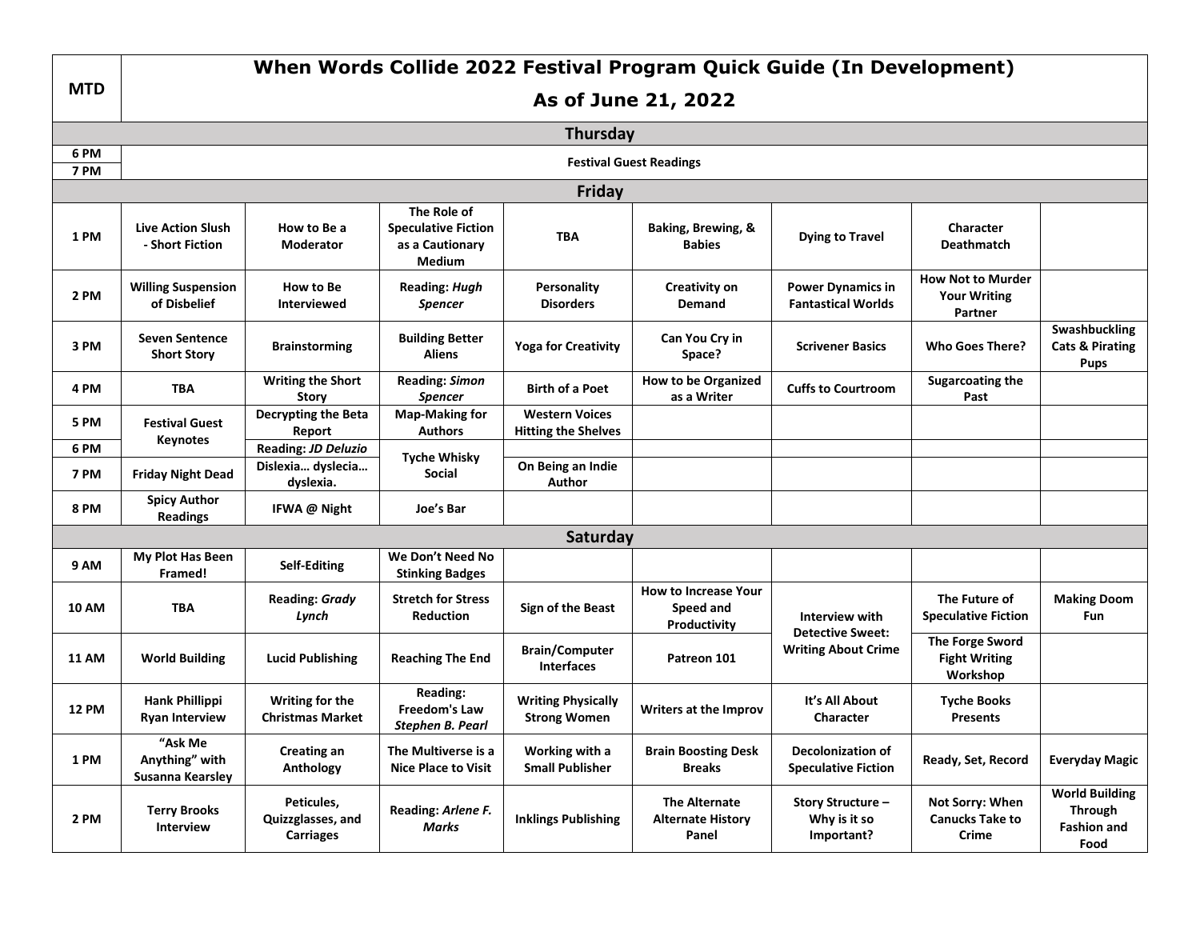# When Words Collide 2022 Festival Program Quick Guide (In Development)

## As of June 21, 2022

| MTD | | | | | | | | |
|---|---|---|---|---|---|---|---|---|
| **Thursday** | | | | | | | | |
| 6 PM | Festival Guest Readings | | | | | | | |
| 7 PM | | | | | | | | |
| **Friday** | | | | | | | | |
| 1 PM | Live Action Slush - Short Fiction | How to Be a Moderator | The Role of Speculative Fiction as a Cautionary Medium | TBA | Baking, Brewing, & Babies | Dying to Travel | Character Deathmatch | |
| 2 PM | Willing Suspension of Disbelief | How to Be Interviewed | Reading: *Hugh Spencer* | Personality Disorders | Creativity on Demand | Power Dynamics in Fantastical Worlds | How Not to Murder Your Writing Partner | |
| 3 PM | Seven Sentence Short Story | Brainstorming | Building Better Aliens | Yoga for Creativity | Can You Cry in Space? | Scrivener Basics | Who Goes There? | Swashbuckling Cats & Pirating Pups |
| 4 PM | TBA | Writing the Short Story | Reading: *Simon Spencer* | Birth of a Poet | How to be Organized as a Writer | Cuffs to Courtroom | Sugarcoating the Past | |
| 5 PM | Festival Guest Keynotes | Decrypting the Beta Report | Map-Making for Authors | Western Voices Hitting the Shelves | | | | |
| 6 PM | | Reading: *JD Deluzio* | Tyche Whisky Social | | | | | |
| 7 PM | Friday Night Dead | Dislexia… dyslecia… dyslexia. | | On Being an Indie Author | | | | |
| 8 PM | Spicy Author Readings | IFWA @ Night | Joe's Bar | | | | | |
| **Saturday** | | | | | | | | |
| 9 AM | My Plot Has Been Framed! | Self-Editing | We Don't Need No Stinking Badges | | | | | |
| 10 AM | TBA | Reading: *Grady Lynch* | Stretch for Stress Reduction | Sign of the Beast | How to Increase Your Speed and Productivity | Interview with Detective Sweet: Writing About Crime | The Future of Speculative Fiction | Making Doom Fun |
| 11 AM | World Building | Lucid Publishing | Reaching The End | Brain/Computer Interfaces | Patreon 101 | | The Forge Sword Fight Writing Workshop | |
| 12 PM | Hank Phillippi Ryan Interview | Writing for the Christmas Market | Reading: Freedom's Law *Stephen B. Pearl* | Writing Physically Strong Women | Writers at the Improv | It's All About Character | Tyche Books Presents | |
| 1 PM | "Ask Me Anything" with Susanna Kearsley | Creating an Anthology | The Multiverse is a Nice Place to Visit | Working with a Small Publisher | Brain Boosting Desk Breaks | Decolonization of Speculative Fiction | Ready, Set, Record | Everyday Magic |
| 2 PM | Terry Brooks Interview | Peticules, Quizzglasses, and Carriages | Reading: *Arlene F. Marks* | Inklings Publishing | The Alternate Alternate History Panel | Story Structure – Why is it so Important? | Not Sorry: When Canucks Take to Crime | World Building Through Fashion and Food |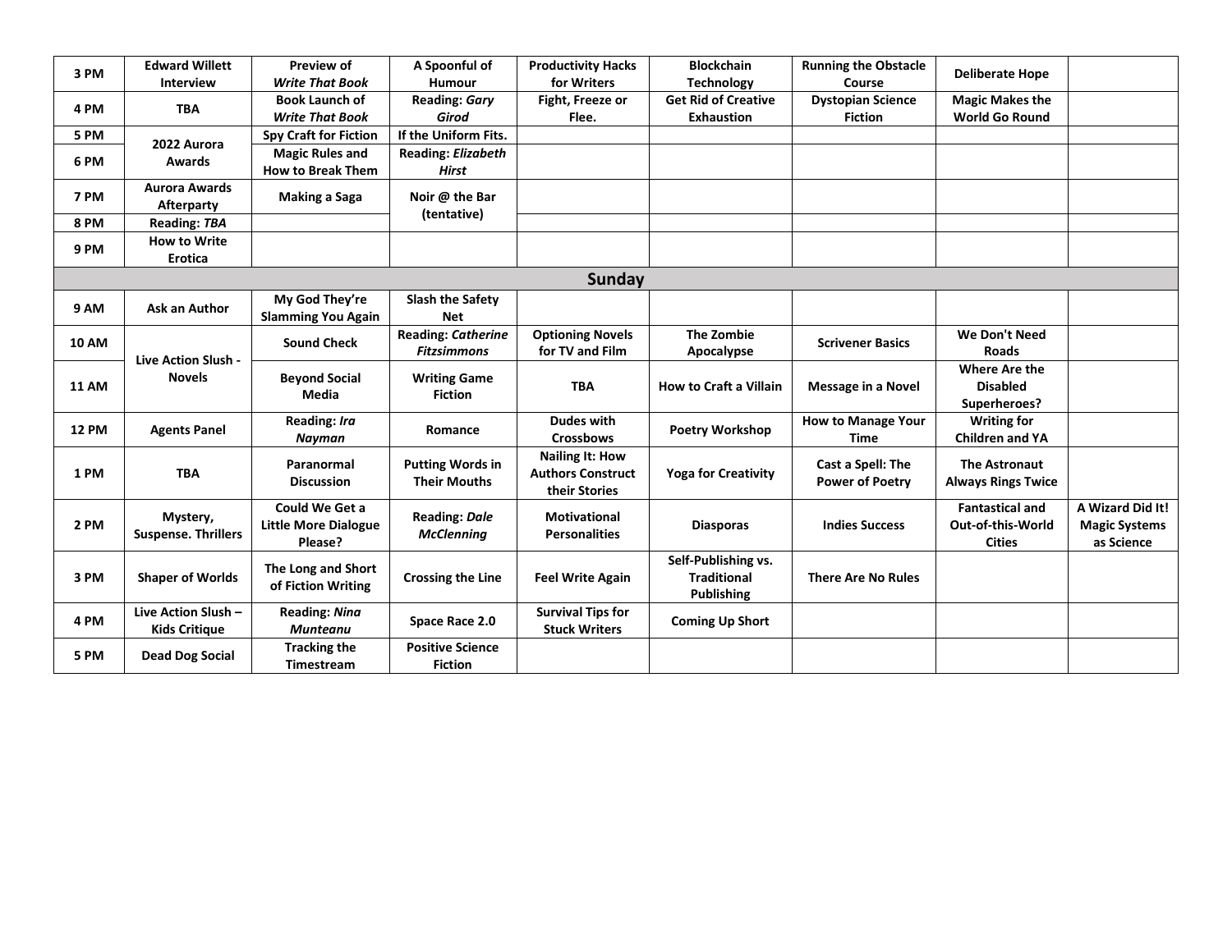| | | | | | | | | |
|---|---|---|---|---|---|---|---|---|
| **3 PM** | **Edward Willett Interview** | **Preview of *Write That Book*** | **A Spoonful of Humour** | **Productivity Hacks for Writers** | **Blockchain Technology** | **Running the Obstacle Course** | **Deliberate Hope** | |
| **4 PM** | **TBA** | **Book Launch of *Write That Book*** | **Reading: *Gary Girod*** | **Fight, Freeze or Flee.** | **Get Rid of Creative Exhaustion** | **Dystopian Science Fiction** | **Magic Makes the World Go Round** | |
| **5 PM** | **2022 Aurora Awards** | **Spy Craft for Fiction** | **If the Uniform Fits.** | | | | | |
| **6 PM** | | **Magic Rules and How to Break Them** | **Reading: *Elizabeth Hirst*** | | | | | |
| **7 PM** | **Aurora Awards Afterparty** | **Making a Saga** | **Noir @ the Bar (tentative)** | | | | | |
| **8 PM** | **Reading: *TBA*** | | | | | | | |
| **9 PM** | **How to Write Erotica** | | | | | | | |
| | | | | **Sunday** | | | | |
| **9 AM** | **Ask an Author** | **My God They're Slamming You Again** | **Slash the Safety Net** | | | | | |
| **10 AM** | **Live Action Slush - Novels** | **Sound Check** | **Reading: *Catherine Fitzsimmons*** | **Optioning Novels for TV and Film** | **The Zombie Apocalypse** | **Scrivener Basics** | **We Don't Need Roads** | |
| **11 AM** | | **Beyond Social Media** | **Writing Game Fiction** | **TBA** | **How to Craft a Villain** | **Message in a Novel** | **Where Are the Disabled Superheroes?** | |
| **12 PM** | **Agents Panel** | **Reading: *Ira Nayman*** | **Romance** | **Dudes with Crossbows** | **Poetry Workshop** | **How to Manage Your Time** | **Writing for Children and YA** | |
| **1 PM** | **TBA** | **Paranormal Discussion** | **Putting Words in Their Mouths** | **Nailing It: How Authors Construct their Stories** | **Yoga for Creativity** | **Cast a Spell: The Power of Poetry** | **The Astronaut Always Rings Twice** | |
| **2 PM** | **Mystery, Suspense. Thrillers** | **Could We Get a Little More Dialogue Please?** | **Reading: *Dale McClenning*** | **Motivational Personalities** | **Diasporas** | **Indies Success** | **Fantastical and Out-of-this-World Cities** | **A Wizard Did It! Magic Systems as Science** |
| **3 PM** | **Shaper of Worlds** | **The Long and Short of Fiction Writing** | **Crossing the Line** | **Feel Write Again** | **Self-Publishing vs. Traditional Publishing** | **There Are No Rules** | | |
| **4 PM** | **Live Action Slush – Kids Critique** | **Reading: *Nina Munteanu*** | **Space Race 2.0** | **Survival Tips for Stuck Writers** | **Coming Up Short** | | | |
| **5 PM** | **Dead Dog Social** | **Tracking the Timestream** | **Positive Science Fiction** | | | | | |